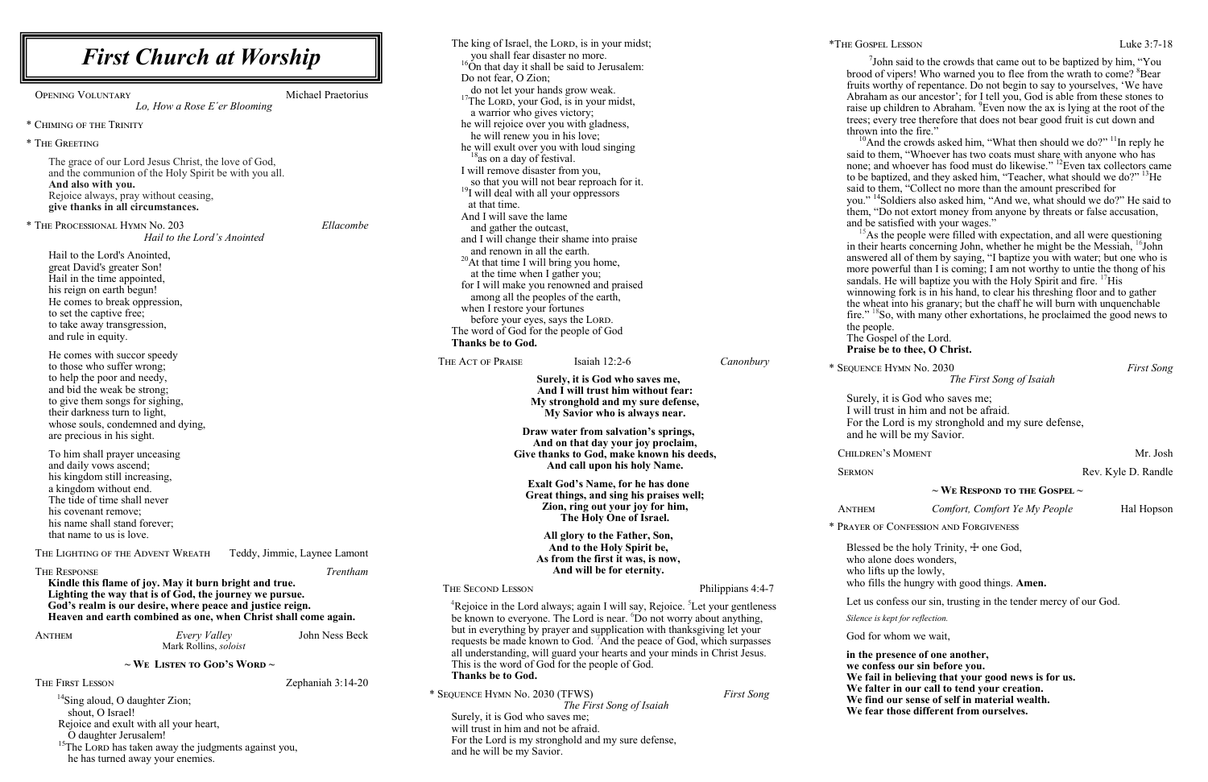# First Church at Worship

Opening Voluntary — Michael Praetorius
*Lo, How a Rose E'er Blooming*

\* Chiming of the Trinity

\* The Greeting

The grace of our Lord Jesus Christ, the love of God,
and the communion of the Holy Spirit be with you all.
**And also with you.**
Rejoice always, pray without ceasing,
**give thanks in all circumstances.**

\* The Processional Hymn No. 203 — *Ellacombe*
*Hail to the Lord's Anointed*

Hail to the Lord's Anointed,
great David's greater Son!
Hail in the time appointed,
his reign on earth begun!
He comes to break oppression,
to set the captive free;
to take away transgression,
and rule in equity.

He comes with succor speedy
to those who suffer wrong;
to help the poor and needy,
and bid the weak be strong;
to give them songs for sighing,
their darkness turn to light,
whose souls, condemned and dying,
are precious in his sight.

To him shall prayer unceasing
and daily vows ascend;
his kingdom still increasing,
a kingdom without end.
The tide of time shall never
his covenant remove;
his name shall stand forever;
that name to us is love.

The Lighting of the Advent Wreath — Teddy, Jimmie, Laynee Lamont

The Response — *Trentham*
**Kindle this flame of joy. May it burn bright and true.**
**Lighting the way that is of God, the journey we pursue.**
**God's realm is our desire, where peace and justice reign.**
**Heaven and earth combined as one, when Christ shall come again.**

Anthem — *Every Valley* — John Ness Beck
Mark Rollins, *soloist*

## ~ We Listen to God's Word ~

The First Lesson — Zephaniah 3:14-20

[14]Sing aloud, O daughter Zion;
shout, O Israel!
Rejoice and exult with all your heart,
O daughter Jerusalem!
[15]The Lord has taken away the judgments against you,
he has turned away your enemies.
The king of Israel, the Lord, is in your midst;
you shall fear disaster no more.
[16]On that day it shall be said to Jerusalem:
Do not fear, O Zion;
do not let your hands grow weak.
[17]The Lord, your God, is in your midst,
a warrior who gives victory;
he will rejoice over you with gladness,
he will renew you in his love;
he will exult over you with loud singing
[18]as on a day of festival.
I will remove disaster from you,
so that you will not bear reproach for it.
[19]I will deal with all your oppressors
at that time.
And I will save the lame
and gather the outcast,
and I will change their shame into praise
and renown in all the earth.
[20]At that time I will bring you home,
at the time when I gather you;
for I will make you renowned and praised
among all the peoples of the earth,
when I restore your fortunes
before your eyes, says the Lord.
The word of God for the people of God
**Thanks be to God.**

The Act of Praise — Isaiah 12:2-6 — *Canonbury*

**Surely, it is God who saves me,**
**And I will trust him without fear:**
**My stronghold and my sure defense,**
**My Savior who is always near.**

**Draw water from salvation's springs,**
**And on that day your joy proclaim,**
**Give thanks to God, make known his deeds,**
**And call upon his holy Name.**

**Exalt God's Name, for he has done**
**Great things, and sing his praises well;**
**Zion, ring out your joy for him,**
**The Holy One of Israel.**

**All glory to the Father, Son,**
**And to the Holy Spirit be,**
**As from the first it was, is now,**
**And will be for eternity.**

The Second Lesson — Philippians 4:4-7

[4]Rejoice in the Lord always; again I will say, Rejoice. [5]Let your gentleness be known to everyone. The Lord is near. [6]Do not worry about anything, but in everything by prayer and supplication with thanksgiving let your requests be made known to God. [7]And the peace of God, which surpasses all understanding, will guard your hearts and your minds in Christ Jesus.
This is the word of God for the people of God.
**Thanks be to God.**

\* Sequence Hymn No. 2030 (TFWS) — *First Song*
*The First Song of Isaiah*

Surely, it is God who saves me;
will trust in him and not be afraid.
For the Lord is my stronghold and my sure defense,
and he will be my Savior.

\*The Gospel Lesson — Luke 3:7-18

[7]John said to the crowds that came out to be baptized by him, "You brood of vipers! Who warned you to flee from the wrath to come? [8]Bear fruits worthy of repentance. Do not begin to say to yourselves, 'We have Abraham as our ancestor'; for I tell you, God is able from these stones to raise up children to Abraham. [9]Even now the ax is lying at the root of the trees; every tree therefore that does not bear good fruit is cut down and thrown into the fire."
[10]And the crowds asked him, "What then should we do?" [11]In reply he said to them, "Whoever has two coats must share with anyone who has none; and whoever has food must do likewise." [12]Even tax collectors came to be baptized, and they asked him, "Teacher, what should we do?" [13]He said to them, "Collect no more than the amount prescribed for you." [14]Soldiers also asked him, "And we, what should we do?" He said to them, "Do not extort money from anyone by threats or false accusation, and be satisfied with your wages."
[15]As the people were filled with expectation, and all were questioning in their hearts concerning John, whether he might be the Messiah, [16]John answered all of them by saying, "I baptize you with water; but one who is more powerful than I is coming; I am not worthy to untie the thong of his sandals. He will baptize you with the Holy Spirit and fire. [17]His winnowing fork is in his hand, to clear his threshing floor and to gather the wheat into his granary; but the chaff he will burn with unquenchable fire." [18]So, with many other exhortations, he proclaimed the good news to the people.
The Gospel of the Lord.
**Praise be to thee, O Christ.**

\* Sequence Hymn No. 2030 — *First Song*
*The First Song of Isaiah*

Surely, it is God who saves me;
I will trust in him and not be afraid.
For the Lord is my stronghold and my sure defense,
and he will be my Savior.

Children's Moment — Mr. Josh

Sermon — Rev. Kyle D. Randle

## ~ We Respond to the Gospel ~

Anthem — *Comfort, Comfort Ye My People* — Hal Hopson

\* Prayer of Confession and Forgiveness

Blessed be the holy Trinity, ☩ one God,
who alone does wonders,
who lifts up the lowly,
who fills the hungry with good things. **Amen.**

Let us confess our sin, trusting in the tender mercy of our God.

*Silence is kept for reflection.*

God for whom we wait,

**in the presence of one another,**
**we confess our sin before you.**
**We fail in believing that your good news is for us.**
**We falter in our call to tend your creation.**
**We find our sense of self in material wealth.**
**We fear those different from ourselves.**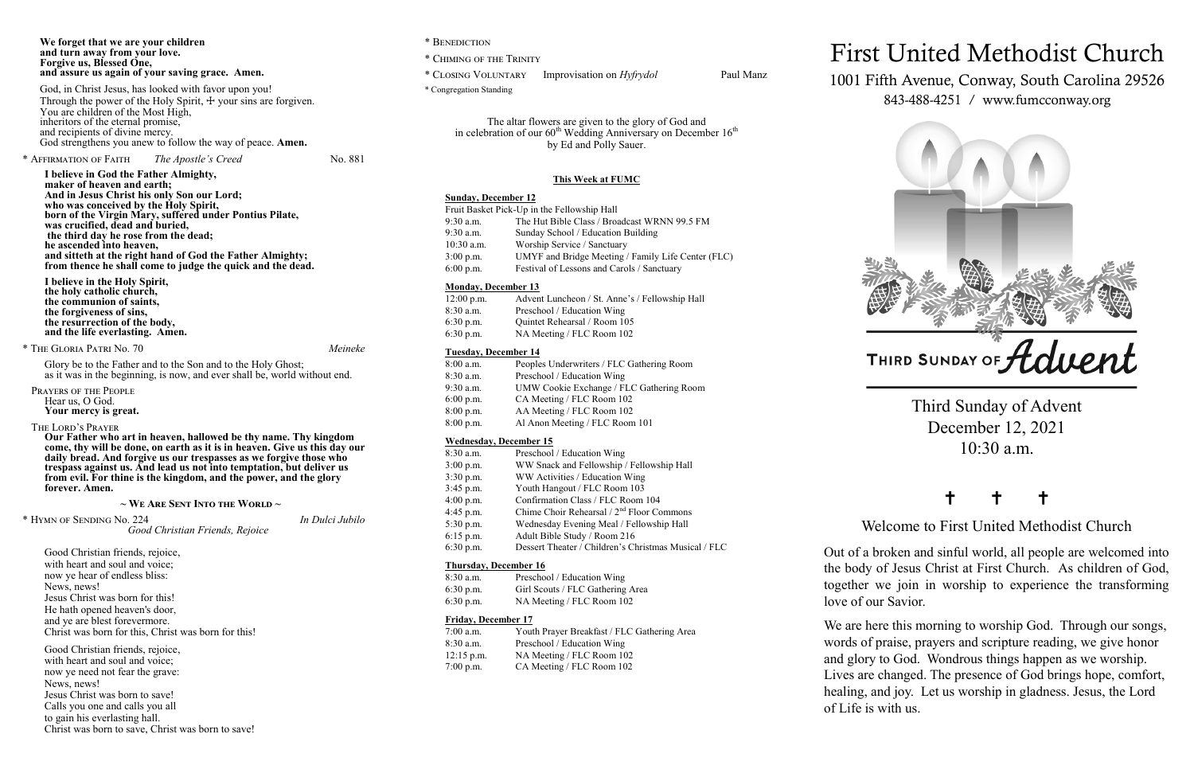**We forget that we are your children and turn away from your love. Forgive us, Blessed One, and assure us again of your saving grace. Amen.**

God, in Christ Jesus, has looked with favor upon you!
Through the power of the Holy Spirit, ✣ your sins are forgiven.
You are children of the Most High,
inheritors of the eternal promise,
and recipients of divine mercy.
God strengthens you anew to follow the way of peace. **Amen.**

\* AFFIRMATION OF FAITH *The Apostle's Creed* No. 881

**I believe in God the Father Almighty,
maker of heaven and earth;
And in Jesus Christ his only Son our Lord;
who was conceived by the Holy Spirit,
born of the Virgin Mary, suffered under Pontius Pilate,
was crucified, dead and buried,
the third day he rose from the dead;
he ascended into heaven,
and sitteth at the right hand of God the Father Almighty;
from thence he shall come to judge the quick and the dead.**

**I believe in the Holy Spirit,
the holy catholic church,
the communion of saints,
the forgiveness of sins,
the resurrection of the body,
and the life everlasting. Amen.**

\* THE GLORIA PATRI No. 70 *Meineke*

Glory be to the Father and to the Son and to the Holy Ghost;
as it was in the beginning, is now, and ever shall be, world without end.

PRAYERS OF THE PEOPLE
Hear us, O God.
**Your mercy is great.**

THE LORD'S PRAYER
**Our Father who art in heaven, hallowed be thy name. Thy kingdom come, thy will be done, on earth as it is in heaven. Give us this day our daily bread. And forgive us our trespasses as we forgive those who trespass against us. And lead us not into temptation, but deliver us from evil. For thine is the kingdom, and the power, and the glory forever. Amen.**

**~ WE ARE SENT INTO THE WORLD ~**

\* HYMN OF SENDING No. 224 *In Dulci Jubilo*
*Good Christian Friends, Rejoice*

Good Christian friends, rejoice,
with heart and soul and voice;
now ye hear of endless bliss:
News, news!
Jesus Christ was born for this!
He hath opened heaven's door,
and ye are blest forevermore.
Christ was born for this, Christ was born for this!

Good Christian friends, rejoice,
with heart and soul and voice;
now ye need not fear the grave:
News, news!
Jesus Christ was born to save!
Calls you one and calls you all
to gain his everlasting hall.
Christ was born to save, Christ was born to save!

\* BENEDICTION

\* CHIMING OF THE TRINITY

\* CLOSING VOLUNTARY Improvisation on *Hyfrydol* Paul Manz

\* Congregation Standing

The altar flowers are given to the glory of God and in celebration of our 60th Wedding Anniversary on December 16th by Ed and Polly Sauer.

**This Week at FUMC**

**Sunday, December 12**
Fruit Basket Pick-Up in the Fellowship Hall

| | |
|---|---|
| 9:30 a.m. | The Hut Bible Class / Broadcast WRNN 99.5 FM |
| 9:30 a.m. | Sunday School / Education Building |
| 10:30 a.m. | Worship Service / Sanctuary |
| 3:00 p.m. | UMYF and Bridge Meeting / Family Life Center (FLC) |
| 6:00 p.m. | Festival of Lessons and Carols / Sanctuary |

**Monday, December 13**

| | |
|---|---|
| 12:00 p.m. | Advent Luncheon / St. Anne's / Fellowship Hall |
| 8:30 a.m. | Preschool / Education Wing |
| 6:30 p.m. | Quintet Rehearsal / Room 105 |
| 6:30 p.m. | NA Meeting / FLC Room 102 |

**Tuesday, December 14**

| | |
|---|---|
| 8:00 a.m. | Peoples Underwriters / FLC Gathering Room |
| 8:30 a.m. | Preschool / Education Wing |
| 9:30 a.m. | UMW Cookie Exchange / FLC Gathering Room |
| 6:00 p.m. | CA Meeting / FLC Room 102 |
| 8:00 p.m. | AA Meeting / FLC Room 102 |
| 8:00 p.m. | Al Anon Meeting / FLC Room 101 |

**Wednesday, December 15**

| | |
|---|---|
| 8:30 a.m. | Preschool / Education Wing |
| 3:00 p.m. | WW Snack and Fellowship / Fellowship Hall |
| 3:30 p.m. | WW Activities / Education Wing |
| 3:45 p.m. | Youth Hangout / FLC Room 103 |
| 4:00 p.m. | Confirmation Class / FLC Room 104 |
| 4:45 p.m. | Chime Choir Rehearsal / 2nd Floor Commons |
| 5:30 p.m. | Wednesday Evening Meal / Fellowship Hall |
| 6:15 p.m. | Adult Bible Study / Room 216 |
| 6:30 p.m. | Dessert Theater / Children's Christmas Musical / FLC |

**Thursday, December 16**

| | |
|---|---|
| 8:30 a.m. | Preschool / Education Wing |
| 6:30 p.m. | Girl Scouts / FLC Gathering Area |
| 6:30 p.m. | NA Meeting / FLC Room 102 |

**Friday, December 17**

| | |
|---|---|
| 7:00 a.m. | Youth Prayer Breakfast / FLC Gathering Area |
| 8:30 a.m. | Preschool / Education Wing |
| 12:15 p.m. | NA Meeting / FLC Room 102 |
| 7:00 p.m. | CA Meeting / FLC Room 102 |

# First United Methodist Church

1001 Fifth Avenue, Conway, South Carolina 29526
843-488-4251 / www.fumcconway.org

THIRD SUNDAY OF *Advent*

Third Sunday of Advent
December 12, 2021
10:30 a.m.

† † †

Welcome to First United Methodist Church

Out of a broken and sinful world, all people are welcomed into the body of Jesus Christ at First Church. As children of God, together we join in worship to experience the transforming love of our Savior.

We are here this morning to worship God. Through our songs, words of praise, prayers and scripture reading, we give honor and glory to God. Wondrous things happen as we worship. Lives are changed. The presence of God brings hope, comfort, healing, and joy. Let us worship in gladness. Jesus, the Lord of Life is with us.